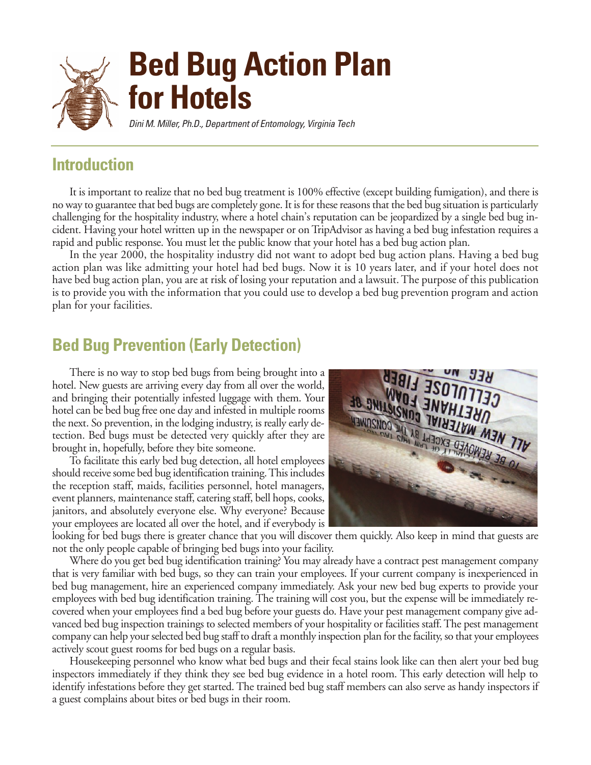# Bed Bug Action Plan for Hotels

*Dini M. Miller, Ph.D., Department of Entomology, Virginia Tech*

## Introduction

It is important to realize that no bed bug treatment is 100% effective (except building fumigation), and there is no way to guarantee that bed bugs are completely gone. It is for these reasons that the bed bug situation is particularly challenging for the hospitality industry, where a hotel chain's reputation can be jeopardized by a single bed bug incident. Having your hotel written up in the newspaper or on TripAdvisor as having a bed bug infestation requires a rapid and public response. You must let the public know that your hotel has a bed bug action plan.

In the year 2000, the hospitality industry did not want to adopt bed bug action plans. Having a bed bug action plan was like admitting your hotel had bed bugs. Now it is 10 years later, and if your hotel does not have bed bug action plan, you are at risk of losing your reputation and a lawsuit. The purpose of this publication is to provide you with the information that you could use to develop a bed bug prevention program and action plan for your facilities.

## Bed Bug Prevention (Early Detection)

There is no way to stop bed bugs from being brought into a hotel. New guests are arriving every day from all over the world, and bringing their potentially infested luggage with them. Your hotel can be bed bug free one day and infested in multiple rooms the next. So prevention, in the lodging industry, is really early detection. Bed bugs must be detected very quickly after they are brought in, hopefully, before they bite someone.

To facilitate this early bed bug detection, all hotel employees should receive some bed bug identification training. This includes the reception staff, maids, facilities personnel, hotel managers, event planners, maintenance staff, catering staff, bell hops, cooks, janitors, and absolutely everyone else. Why everyone? Because your employees are located all over the hotel, and if everybody is looking for bed bugs there is greater chance that you will discover them quickly. Also keep in mind that guests are not the only people capable of bringing bed bugs into your facility.

Where do you get bed bug identification training? You may already have a contract pest management company that is very familiar with bed bugs, so they can train your employees. If your current company is inexperienced in bed bug management, hire an experienced company immediately. Ask your new bed bug experts to provide your employees with bed bug identification training. The training will cost you, but the expense will be immediately recovered when your employees find a bed bug before your guests do. Have your pest management company give advanced bed bug inspection trainings to selected members of your hospitality or facilities staff. The pest management company can help your selected bed bug staff to draft a monthly inspection plan for the facility, so that your employees actively scout guest rooms for bed bugs on a regular basis.

Housekeeping personnel who know what bed bugs and their fecal stains look like can then alert your bed bug inspectors immediately if they think they see bed bug evidence in a hotel room. This early detection will help to identify infestations before they get started. The trained bed bug staff members can also serve as handy inspectors if a guest complains about bites or bed bugs in their room.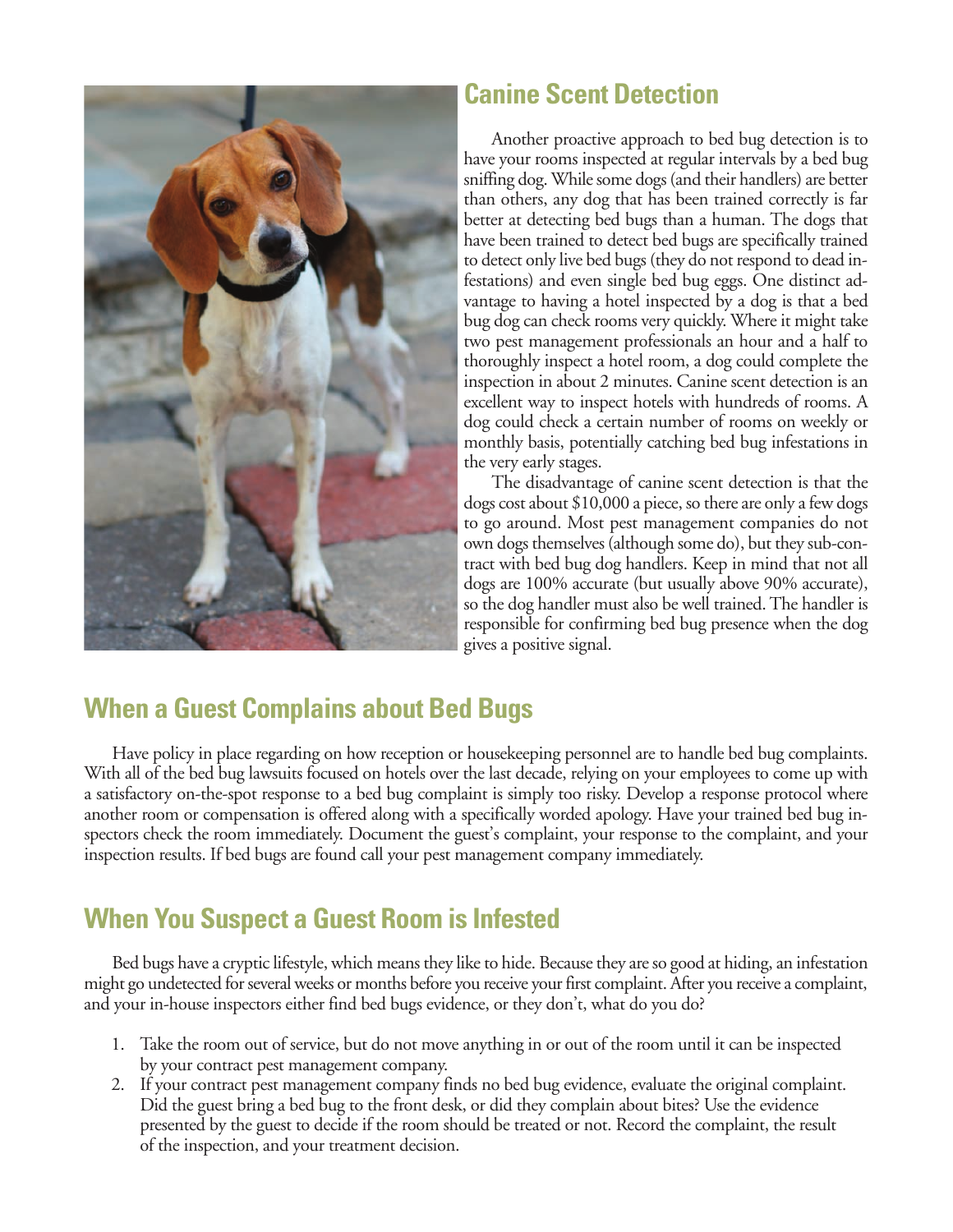## Canine Scent Detection

Another proactive approach to bed bug detection is to have your rooms inspected at regular intervals by a bed bug sniffing dog. While some dogs (and their handlers) are better than others, any dog that has been trained correctly is far better at detecting bed bugs than a human. The dogs that have been trained to detect bed bugs are specifically trained to detect only live bed bugs (they do not respond to dead infestations) and even single bed bug eggs. One distinct advantage to having a hotel inspected by a dog is that a bed bug dog can check rooms very quickly. Where it might take two pest management professionals an hour and a half to thoroughly inspect a hotel room, a dog could complete the inspection in about 2 minutes. Canine scent detection is an excellent way to inspect hotels with hundreds of rooms. A dog could check a certain number of rooms on weekly or monthly basis, potentially catching bed bug infestations in the very early stages.

The disadvantage of canine scent detection is that the dogs cost about $10,000 a piece, so there are only a few dogs to go around. Most pest management companies do not own dogs themselves (although some do), but they sub-contract with bed bug dog handlers. Keep in mind that not all dogs are 100% accurate (but usually above 90% accurate), so the dog handler must also be well trained. The handler is responsible for confirming bed bug presence when the dog gives a positive signal.

## When a Guest Complains about Bed Bugs

Have policy in place regarding on how reception or housekeeping personnel are to handle bed bug complaints. With all of the bed bug lawsuits focused on hotels over the last decade, relying on your employees to come up with a satisfactory on-the-spot response to a bed bug complaint is simply too risky. Develop a response protocol where another room or compensation is offered along with a specifically worded apology. Have your trained bed bug inspectors check the room immediately. Document the guest's complaint, your response to the complaint, and your inspection results. If bed bugs are found call your pest management company immediately.

## When You Suspect a Guest Room is Infested

Bed bugs have a cryptic lifestyle, which means they like to hide. Because they are so good at hiding, an infestation might go undetected for several weeks or months before you receive your first complaint. After you receive a complaint, and your in-house inspectors either find bed bugs evidence, or they don't, what do you do?

1. Take the room out of service, but do not move anything in or out of the room until it can be inspected by your contract pest management company.
2. If your contract pest management company finds no bed bug evidence, evaluate the original complaint. Did the guest bring a bed bug to the front desk, or did they complain about bites? Use the evidence presented by the guest to decide if the room should be treated or not. Record the complaint, the result of the inspection, and your treatment decision.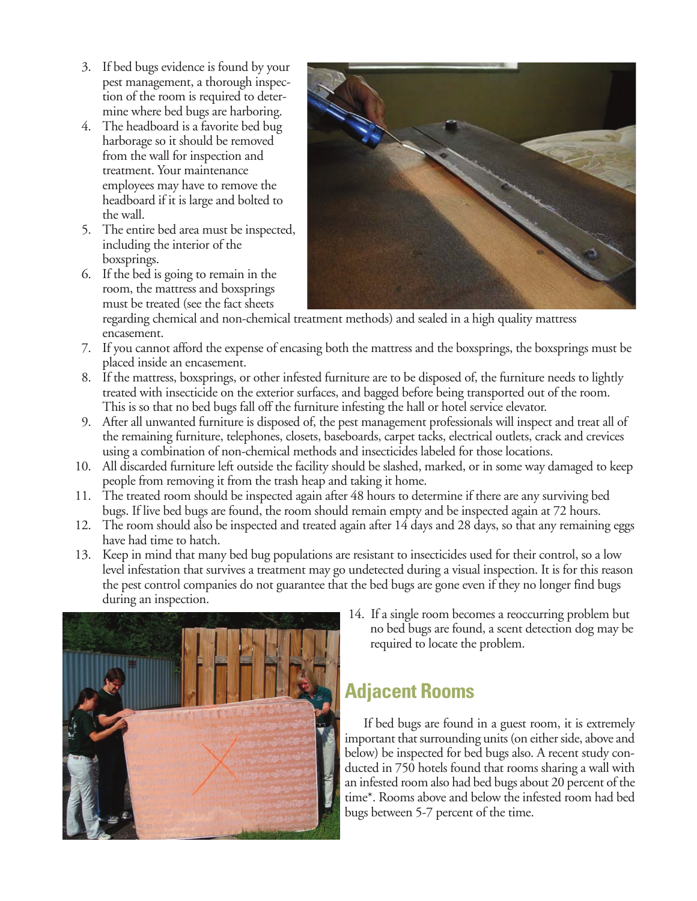3. If bed bugs evidence is found by your pest management, a thorough inspection of the room is required to determine where bed bugs are harboring.
4. The headboard is a favorite bed bug harborage so it should be removed from the wall for inspection and treatment. Your maintenance employees may have to remove the headboard if it is large and bolted to the wall.
5. The entire bed area must be inspected, including the interior of the boxsprings.
6. If the bed is going to remain in the room, the mattress and boxsprings must be treated (see the fact sheets regarding chemical and non-chemical treatment methods) and sealed in a high quality mattress encasement.
7. If you cannot afford the expense of encasing both the mattress and the boxsprings, the boxsprings must be placed inside an encasement.
8. If the mattress, boxsprings, or other infested furniture are to be disposed of, the furniture needs to lightly treated with insecticide on the exterior surfaces, and bagged before being transported out of the room. This is so that no bed bugs fall off the furniture infesting the hall or hotel service elevator.
9. After all unwanted furniture is disposed of, the pest management professionals will inspect and treat all of the remaining furniture, telephones, closets, baseboards, carpet tacks, electrical outlets, crack and crevices using a combination of non-chemical methods and insecticides labeled for those locations.
10. All discarded furniture left outside the facility should be slashed, marked, or in some way damaged to keep people from removing it from the trash heap and taking it home.
11. The treated room should be inspected again after 48 hours to determine if there are any surviving bed bugs. If live bed bugs are found, the room should remain empty and be inspected again at 72 hours.
12. The room should also be inspected and treated again after 14 days and 28 days, so that any remaining eggs have had time to hatch.
13. Keep in mind that many bed bug populations are resistant to insecticides used for their control, so a low level infestation that survives a treatment may go undetected during a visual inspection. It is for this reason the pest control companies do not guarantee that the bed bugs are gone even if they no longer find bugs during an inspection.
14. If a single room becomes a reoccurring problem but no bed bugs are found, a scent detection dog may be required to locate the problem.

## Adjacent Rooms

If bed bugs are found in a guest room, it is extremely important that surrounding units (on either side, above and below) be inspected for bed bugs also. A recent study conducted in 750 hotels found that rooms sharing a wall with an infested room also had bed bugs about 20 percent of the time*. Rooms above and below the infested room had bed bugs between 5-7 percent of the time.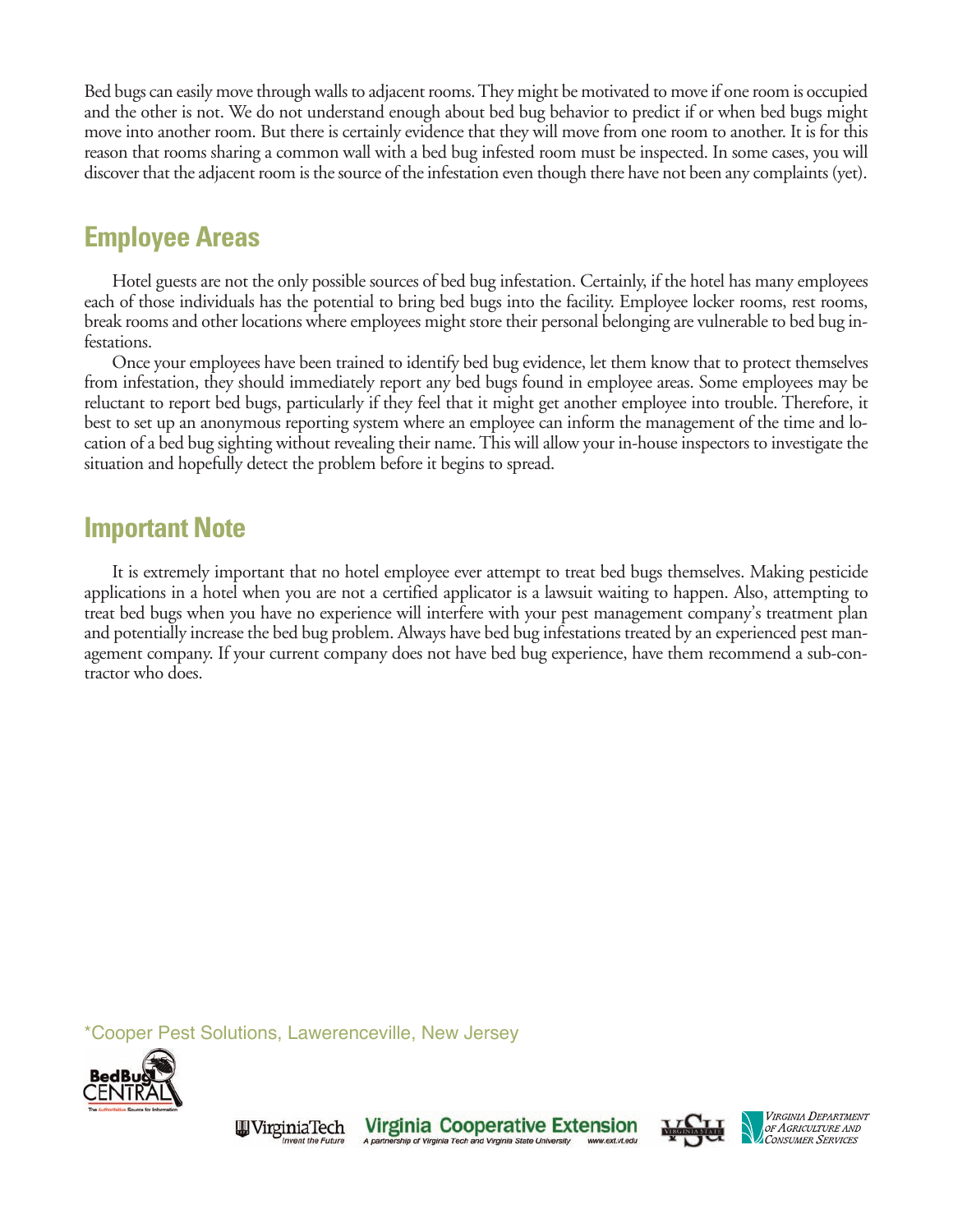Bed bugs can easily move through walls to adjacent rooms. They might be motivated to move if one room is occupied and the other is not. We do not understand enough about bed bug behavior to predict if or when bed bugs might move into another room. But there is certainly evidence that they will move from one room to another. It is for this reason that rooms sharing a common wall with a bed bug infested room must be inspected. In some cases, you will discover that the adjacent room is the source of the infestation even though there have not been any complaints (yet).

## Employee Areas

Hotel guests are not the only possible sources of bed bug infestation. Certainly, if the hotel has many employees each of those individuals has the potential to bring bed bugs into the facility. Employee locker rooms, rest rooms, break rooms and other locations where employees might store their personal belonging are vulnerable to bed bug infestations.

Once your employees have been trained to identify bed bug evidence, let them know that to protect themselves from infestation, they should immediately report any bed bugs found in employee areas. Some employees may be reluctant to report bed bugs, particularly if they feel that it might get another employee into trouble. Therefore, it best to set up an anonymous reporting system where an employee can inform the management of the time and location of a bed bug sighting without revealing their name. This will allow your in-house inspectors to investigate the situation and hopefully detect the problem before it begins to spread.

## Important Note

It is extremely important that no hotel employee ever attempt to treat bed bugs themselves. Making pesticide applications in a hotel when you are not a certified applicator is a lawsuit waiting to happen. Also, attempting to treat bed bugs when you have no experience will interfere with your pest management company's treatment plan and potentially increase the bed bug problem. Always have bed bug infestations treated by an experienced pest management company. If your current company does not have bed bug experience, have them recommend a sub-contractor who does.

*Cooper Pest Solutions, Lawerenceville, New Jersey

BedBug CENTRAL — The Authoritative Source for Information

Virginia Tech — Invent the Future

Virginia Cooperative Extension — A partnership of Virginia Tech and Virginia State University — www.ext.vt.edu

VSU — Virginia State

Virginia Department of Agriculture and Consumer Services